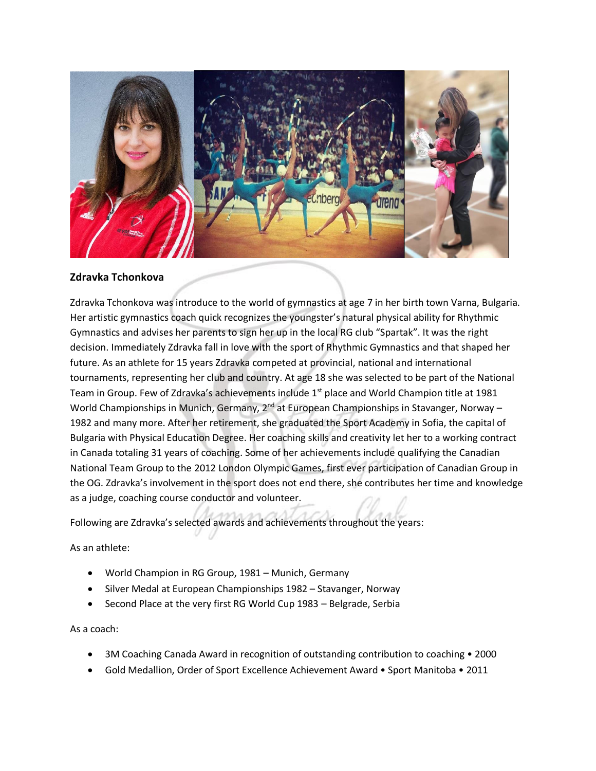**Zdravka Tchonkova**

Zdravka Tchonkova was introduce to the world of gymnastics at age 7 in her birth town Varna, Bulgaria. Her artistic gymnastics coach quick recognizes the youngster's natural physical ability for Rhythmic Gymnastics and advises her parents to sign her up in the local RG club "Spartak". It was the right decision. Immediately Zdravka fall in love with the sport of Rhythmic Gymnastics and that shaped her future. As an athlete for 15 years Zdravka competed at provincial, national and international tournaments, representing her club and country. At age 18 she was selected to be part of the National Team in Group. Few of Zdravka's achievements include 1st place and World Champion title at 1981 World Championships in Munich, Germany, 2nd at European Championships in Stavanger, Norway – 1982 and many more. After her retirement, she graduated the Sport Academy in Sofia, the capital of Bulgaria with Physical Education Degree. Her coaching skills and creativity let her to a working contract in Canada totaling 31 years of coaching. Some of her achievements include qualifying the Canadian National Team Group to the 2012 London Olympic Games, first ever participation of Canadian Group in the OG. Zdravka's involvement in the sport does not end there, she contributes her time and knowledge as a judge, coaching course conductor and volunteer.

Following are Zdravka's selected awards and achievements throughout the years:

As an athlete:

- World Champion in RG Group, 1981 – Munich, Germany
- Silver Medal at European Championships 1982 – Stavanger, Norway
- Second Place at the very first RG World Cup 1983 – Belgrade, Serbia

As a coach:

- 3M Coaching Canada Award in recognition of outstanding contribution to coaching • 2000
- Gold Medallion, Order of Sport Excellence Achievement Award • Sport Manitoba • 2011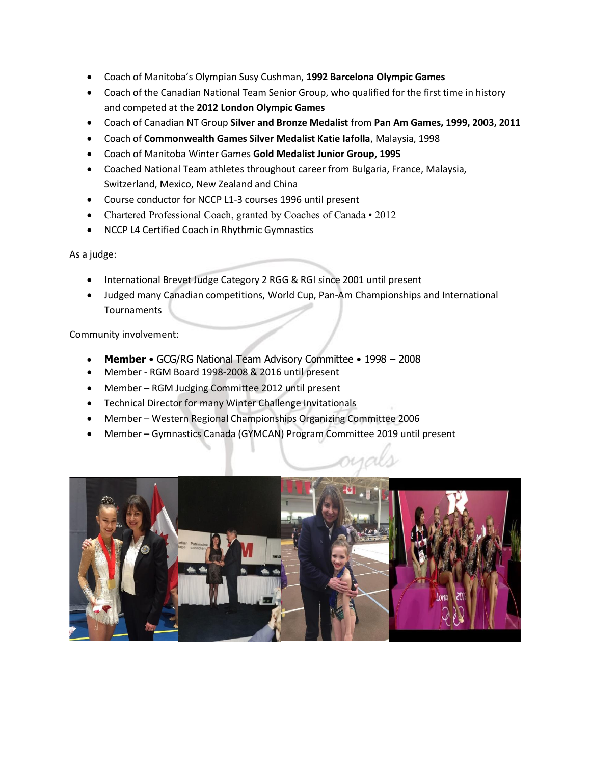- Coach of Manitoba's Olympian Susy Cushman, **1992 Barcelona Olympic Games**
- Coach of the Canadian National Team Senior Group, who qualified for the first time in history and competed at the **2012 London Olympic Games**
- Coach of Canadian NT Group **Silver and Bronze Medalist** from **Pan Am Games, 1999, 2003, 2011**
- Coach of **Commonwealth Games Silver Medalist Katie Iafolla**, Malaysia, 1998
- Coach of Manitoba Winter Games **Gold Medalist Junior Group, 1995**
- Coached National Team athletes throughout career from Bulgaria, France, Malaysia, Switzerland, Mexico, New Zealand and China
- Course conductor for NCCP L1-3 courses 1996 until present
- Chartered Professional Coach, granted by Coaches of Canada • 2012
- NCCP L4 Certified Coach in Rhythmic Gymnastics

As a judge:

- International Brevet Judge Category 2 RGG & RGI since 2001 until present
- Judged many Canadian competitions, World Cup, Pan-Am Championships and International Tournaments

Community involvement:

- **Member** • GCG/RG National Team Advisory Committee • 1998 – 2008
- Member - RGM Board 1998-2008 & 2016 until present
- Member – RGM Judging Committee 2012 until present
- Technical Director for many Winter Challenge Invitationals
- Member – Western Regional Championships Organizing Committee 2006
- Member – Gymnastics Canada (GYMCAN) Program Committee 2019 until present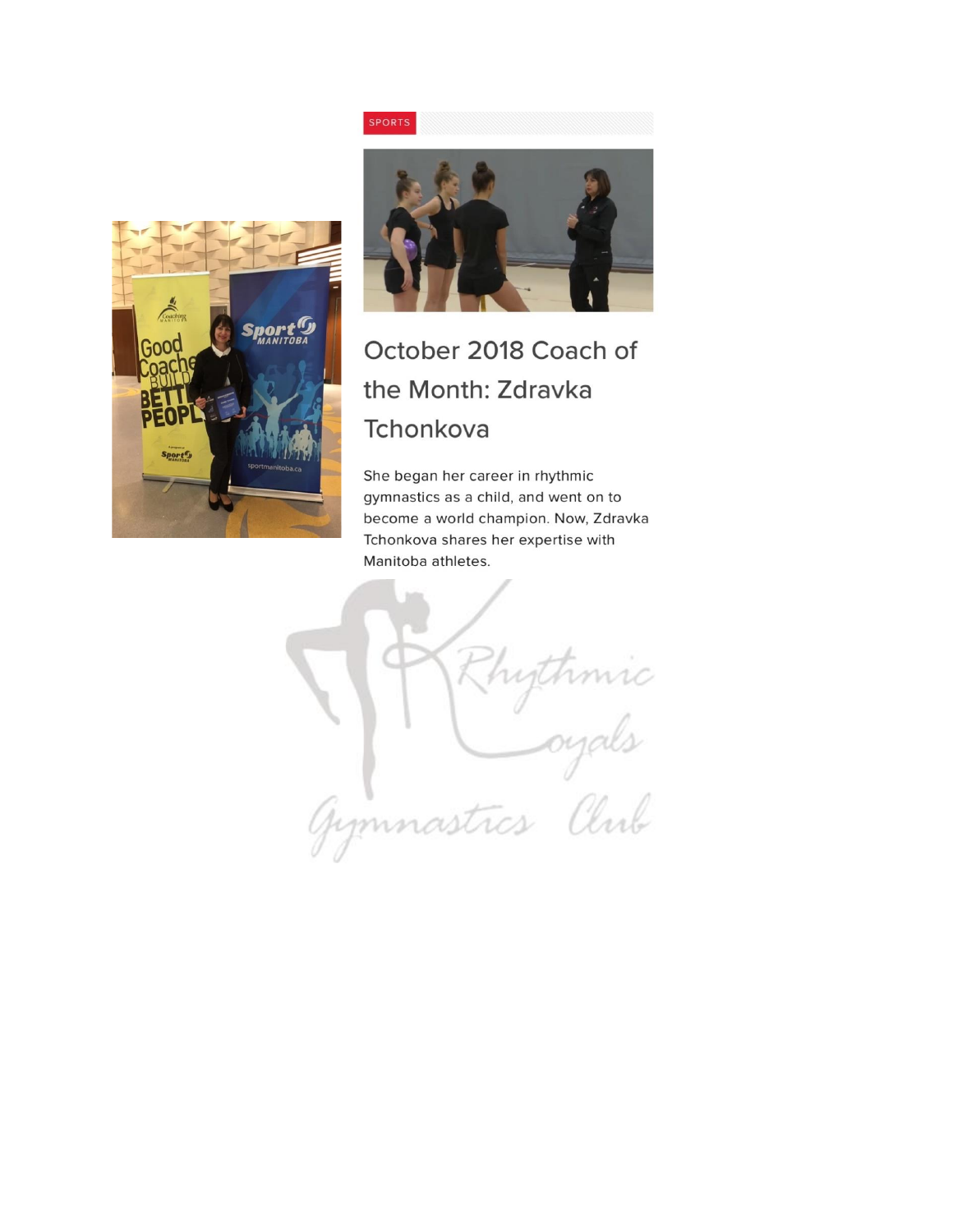SPORTS

# October 2018 Coach of the Month: Zdravka Tchonkova

She began her career in rhythmic gymnastics as a child, and went on to become a world champion. Now, Zdravka Tchonkova shares her expertise with Manitoba athletes.